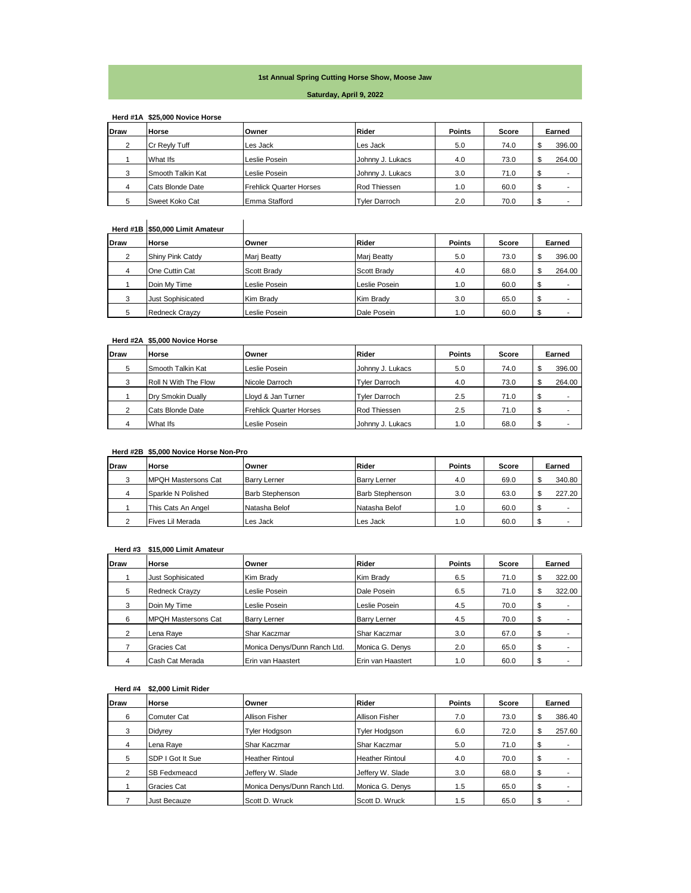# 1st Annual Spring Cutting Horse Show, Moose Jaw

## Saturday, April 9, 2022

### Herd #1A $25,000 Novice Horse

| Draw | Horse | Owner | Rider | Points | Score | Earned |
|---|---|---|---|---|---|---|
| 2 | Cr Reyly Tuff | Les Jack | Les Jack | 5.0 | 74.0 | $ 396.00 |
| 1 | What Ifs | Leslie Posein | Johnny J. Lukacs | 4.0 | 73.0 | $ 264.00 |
| 3 | Smooth Talkin Kat | Leslie Posein | Johnny J. Lukacs | 3.0 | 71.0 | $ - |
| 4 | Cats Blonde Date | Frehlick Quarter Horses | Rod Thiessen | 1.0 | 60.0 | $ - |
| 5 | Sweet Koko Cat | Emma Stafford | Tyler Darroch | 2.0 | 70.0 | $ - |

### Herd #1B $50,000 Limit Amateur

| Draw | Horse | Owner | Rider | Points | Score | Earned |
|---|---|---|---|---|---|---|
| 2 | Shiny Pink Catdy | Marj Beatty | Marj Beatty | 5.0 | 73.0 | $ 396.00 |
| 4 | One Cuttin Cat | Scott Brady | Scott Brady | 4.0 | 68.0 | $ 264.00 |
| 1 | Doin My Time | Leslie Posein | Leslie Posein | 1.0 | 60.0 | $ - |
| 3 | Just Sophisicated | Kim Brady | Kim Brady | 3.0 | 65.0 | $ - |
| 5 | Redneck Crayzy | Leslie Posein | Dale Posein | 1.0 | 60.0 | $ - |

### Herd #2A $5,000 Novice Horse

| Draw | Horse | Owner | Rider | Points | Score | Earned |
|---|---|---|---|---|---|---|
| 5 | Smooth Talkin Kat | Leslie Posein | Johnny J. Lukacs | 5.0 | 74.0 | $ 396.00 |
| 3 | Roll N With The Flow | Nicole Darroch | Tyler Darroch | 4.0 | 73.0 | $ 264.00 |
| 1 | Dry Smokin Dually | Lloyd & Jan Turner | Tyler Darroch | 2.5 | 71.0 | $ - |
| 2 | Cats Blonde Date | Frehlick Quarter Horses | Rod Thiessen | 2.5 | 71.0 | $ - |
| 4 | What Ifs | Leslie Posein | Johnny J. Lukacs | 1.0 | 68.0 | $ - |

### Herd #2B $5,000 Novice Horse Non-Pro

| Draw | Horse | Owner | Rider | Points | Score | Earned |
|---|---|---|---|---|---|---|
| 3 | MPQH Mastersons Cat | Barry Lerner | Barry Lerner | 4.0 | 69.0 | $ 340.80 |
| 4 | Sparkle N Polished | Barb Stephenson | Barb Stephenson | 3.0 | 63.0 | $ 227.20 |
| 1 | This Cats An Angel | Natasha Belof | Natasha Belof | 1.0 | 60.0 | $ - |
| 2 | Fives Lil Merada | Les Jack | Les Jack | 1.0 | 60.0 | $ - |

### Herd #3 $15,000 Limit Amateur

| Draw | Horse | Owner | Rider | Points | Score | Earned |
|---|---|---|---|---|---|---|
| 1 | Just Sophisicated | Kim Brady | Kim Brady | 6.5 | 71.0 | $ 322.00 |
| 5 | Redneck Crayzy | Leslie Posein | Dale Posein | 6.5 | 71.0 | $ 322.00 |
| 3 | Doin My Time | Leslie Posein | Leslie Posein | 4.5 | 70.0 | $ - |
| 6 | MPQH Mastersons Cat | Barry Lerner | Barry Lerner | 4.5 | 70.0 | $ - |
| 2 | Lena Raye | Shar Kaczmar | Shar Kaczmar | 3.0 | 67.0 | $ - |
| 7 | Gracies Cat | Monica Denys/Dunn Ranch Ltd. | Monica G. Denys | 2.0 | 65.0 | $ - |
| 4 | Cash Cat Merada | Erin van Haastert | Erin van Haastert | 1.0 | 60.0 | $ - |

### Herd #4 $2,000 Limit Rider

| Draw | Horse | Owner | Rider | Points | Score | Earned |
|---|---|---|---|---|---|---|
| 6 | Comuter Cat | Allison Fisher | Allison Fisher | 7.0 | 73.0 | $ 386.40 |
| 3 | Didyrey | Tyler Hodgson | Tyler Hodgson | 6.0 | 72.0 | $ 257.60 |
| 4 | Lena Raye | Shar Kaczmar | Shar Kaczmar | 5.0 | 71.0 | $ - |
| 5 | SDP I Got It Sue | Heather Rintoul | Heather Rintoul | 4.0 | 70.0 | $ - |
| 2 | SB Fedxmeacd | Jeffery W. Slade | Jeffery W. Slade | 3.0 | 68.0 | $ - |
| 1 | Gracies Cat | Monica Denys/Dunn Ranch Ltd. | Monica G. Denys | 1.5 | 65.0 | $ - |
| 7 | Just Becauze | Scott D. Wruck | Scott D. Wruck | 1.5 | 65.0 | $ - |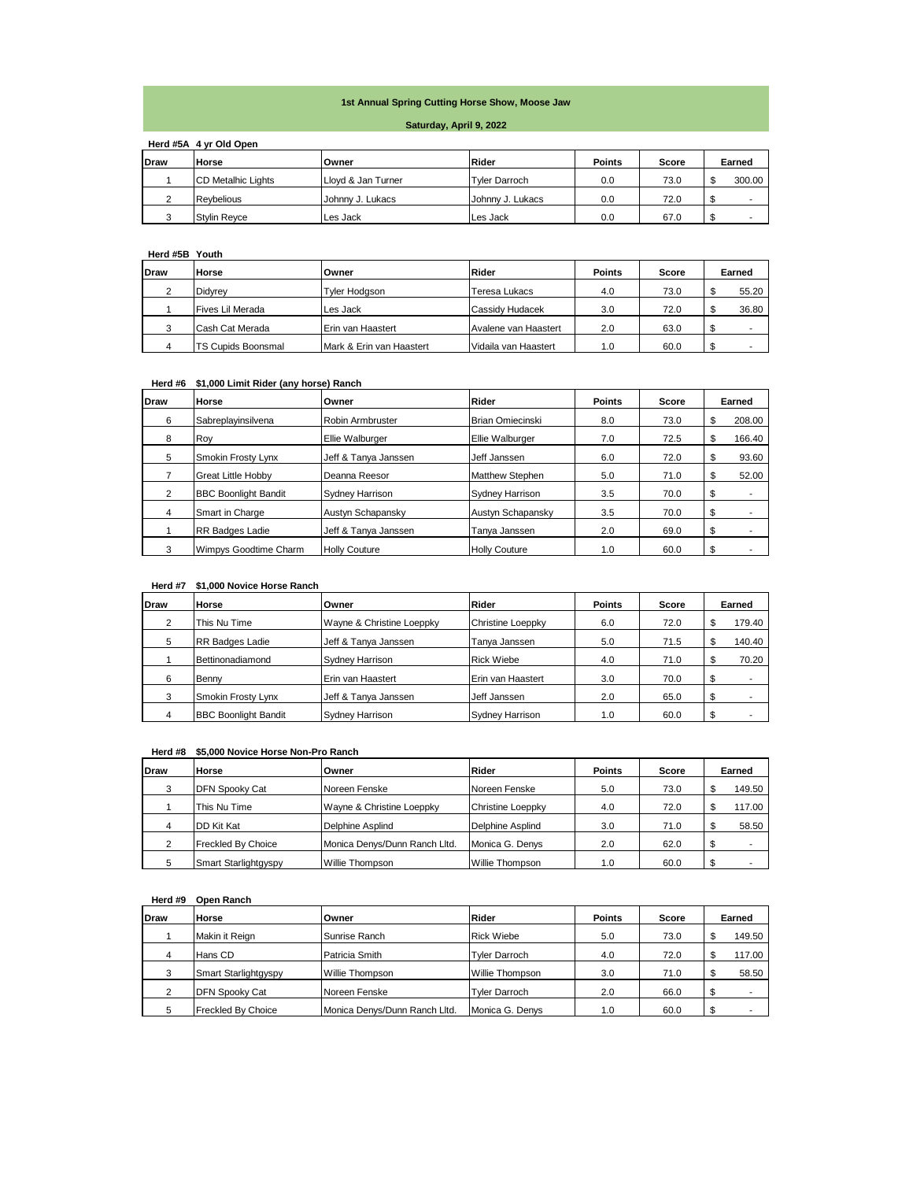**1st Annual Spring Cutting Horse Show, Moose Jaw**

**Saturday, April 9, 2022**

**Herd #5A 4 yr Old Open**

| Draw | Horse | Owner | Rider | Points | Score | Earned |
|---|---|---|---|---|---|---|
| 1 | CD Metalhic Lights | Lloyd & Jan Turner | Tyler Darroch | 0.0 | 73.0 | $ 300.00 |
| 2 | Reybelious | Johnny J. Lukacs | Johnny J. Lukacs | 0.0 | 72.0 | $ - |
| 3 | Stylin Reyce | Les Jack | Les Jack | 0.0 | 67.0 | $ - |

**Herd #5B Youth**

| Draw | Horse | Owner | Rider | Points | Score | Earned |
|---|---|---|---|---|---|---|
| 2 | Didyrey | Tyler Hodgson | Teresa Lukacs | 4.0 | 73.0 | $ 55.20 |
| 1 | Fives Lil Merada | Les Jack | Cassidy Hudacek | 3.0 | 72.0 | $ 36.80 |
| 3 | Cash Cat Merada | Erin van Haastert | Avalene van Haastert | 2.0 | 63.0 | $ - |
| 4 | TS Cupids Boonsmal | Mark & Erin van Haastert | Vidaila van Haastert | 1.0 | 60.0 | $ - |

**Herd #6 $1,000 Limit Rider (any horse) Ranch**

| Draw | Horse | Owner | Rider | Points | Score | Earned |
|---|---|---|---|---|---|---|
| 6 | Sabreplayinsilvena | Robin Armbruster | Brian Omiecinski | 8.0 | 73.0 | $ 208.00 |
| 8 | Roy | Ellie Walburger | Ellie Walburger | 7.0 | 72.5 | $ 166.40 |
| 5 | Smokin Frosty Lynx | Jeff & Tanya Janssen | Jeff Janssen | 6.0 | 72.0 | $ 93.60 |
| 7 | Great Little Hobby | Deanna Reesor | Matthew Stephen | 5.0 | 71.0 | $ 52.00 |
| 2 | BBC Boonlight Bandit | Sydney Harrison | Sydney Harrison | 3.5 | 70.0 | $ - |
| 4 | Smart in Charge | Austyn Schapansky | Austyn Schapansky | 3.5 | 70.0 | $ - |
| 1 | RR Badges Ladie | Jeff & Tanya Janssen | Tanya Janssen | 2.0 | 69.0 | $ - |
| 3 | Wimpys Goodtime Charm | Holly Couture | Holly Couture | 1.0 | 60.0 | $ - |

**Herd #7 $1,000 Novice Horse Ranch**

| Draw | Horse | Owner | Rider | Points | Score | Earned |
|---|---|---|---|---|---|---|
| 2 | This Nu Time | Wayne & Christine Loeppky | Christine Loeppky | 6.0 | 72.0 | $ 179.40 |
| 5 | RR Badges Ladie | Jeff & Tanya Janssen | Tanya Janssen | 5.0 | 71.5 | $ 140.40 |
| 1 | Bettinonadiamond | Sydney Harrison | Rick Wiebe | 4.0 | 71.0 | $ 70.20 |
| 6 | Benny | Erin van Haastert | Erin van Haastert | 3.0 | 70.0 | $ - |
| 3 | Smokin Frosty Lynx | Jeff & Tanya Janssen | Jeff Janssen | 2.0 | 65.0 | $ - |
| 4 | BBC Boonlight Bandit | Sydney Harrison | Sydney Harrison | 1.0 | 60.0 | $ - |

**Herd #8 $5,000 Novice Horse Non-Pro Ranch**

| Draw | Horse | Owner | Rider | Points | Score | Earned |
|---|---|---|---|---|---|---|
| 3 | DFN Spooky Cat | Noreen Fenske | Noreen Fenske | 5.0 | 73.0 | $ 149.50 |
| 1 | This Nu Time | Wayne & Christine Loeppky | Christine Loeppky | 4.0 | 72.0 | $ 117.00 |
| 4 | DD Kit Kat | Delphine Asplind | Delphine Asplind | 3.0 | 71.0 | $ 58.50 |
| 2 | Freckled By Choice | Monica Denys/Dunn Ranch Lltd. | Monica G. Denys | 2.0 | 62.0 | $ - |
| 5 | Smart Starlightgyspy | Willie Thompson | Willie Thompson | 1.0 | 60.0 | $ - |

**Herd #9 Open Ranch**

| Draw | Horse | Owner | Rider | Points | Score | Earned |
|---|---|---|---|---|---|---|
| 1 | Makin it Reign | Sunrise Ranch | Rick Wiebe | 5.0 | 73.0 | $ 149.50 |
| 4 | Hans CD | Patricia Smith | Tyler Darroch | 4.0 | 72.0 | $ 117.00 |
| 3 | Smart Starlightgyspy | Willie Thompson | Willie Thompson | 3.0 | 71.0 | $ 58.50 |
| 2 | DFN Spooky Cat | Noreen Fenske | Tyler Darroch | 2.0 | 66.0 | $ - |
| 5 | Freckled By Choice | Monica Denys/Dunn Ranch Lltd. | Monica G. Denys | 1.0 | 60.0 | $ - |